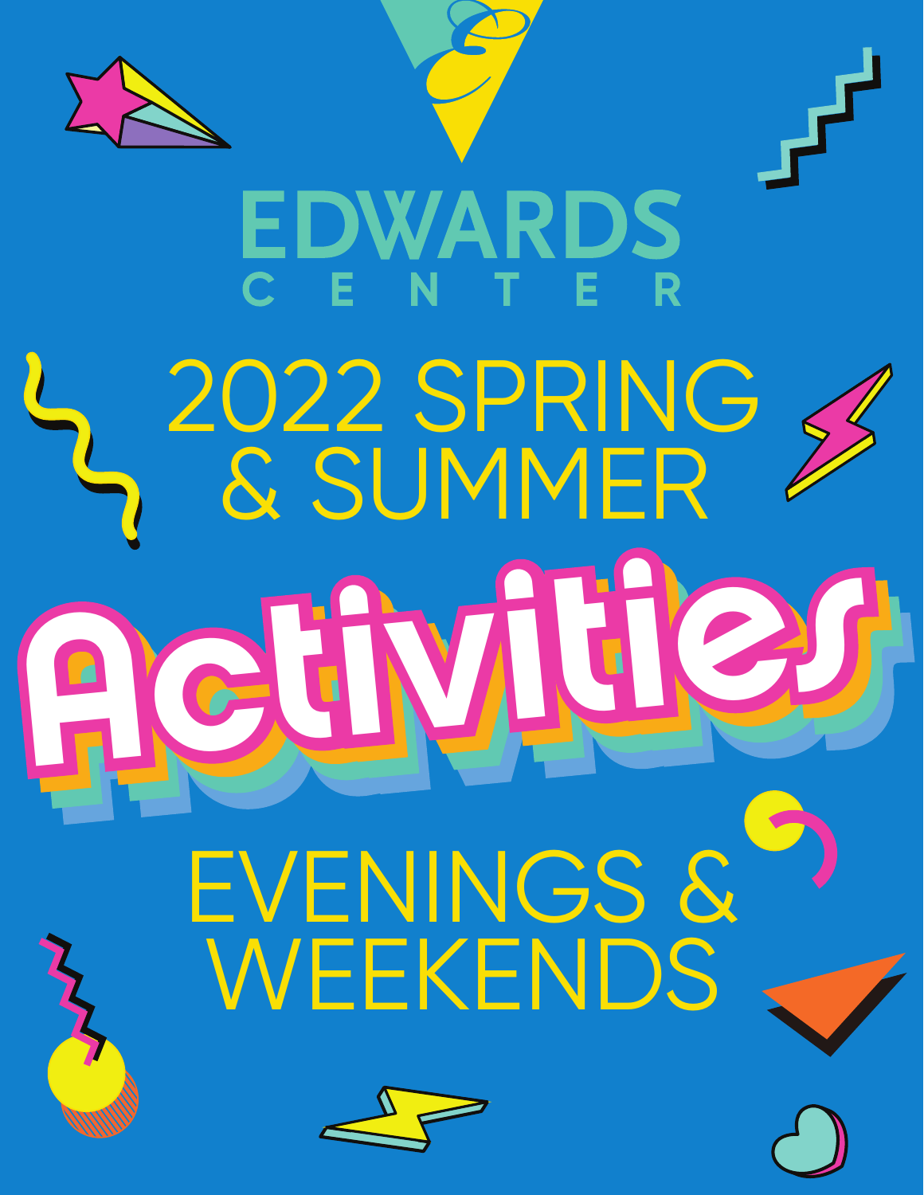# EDWARDS CENTER

## 2022 SPRING & SUMMER

# Activities

## EVENINGS & WEEKENDS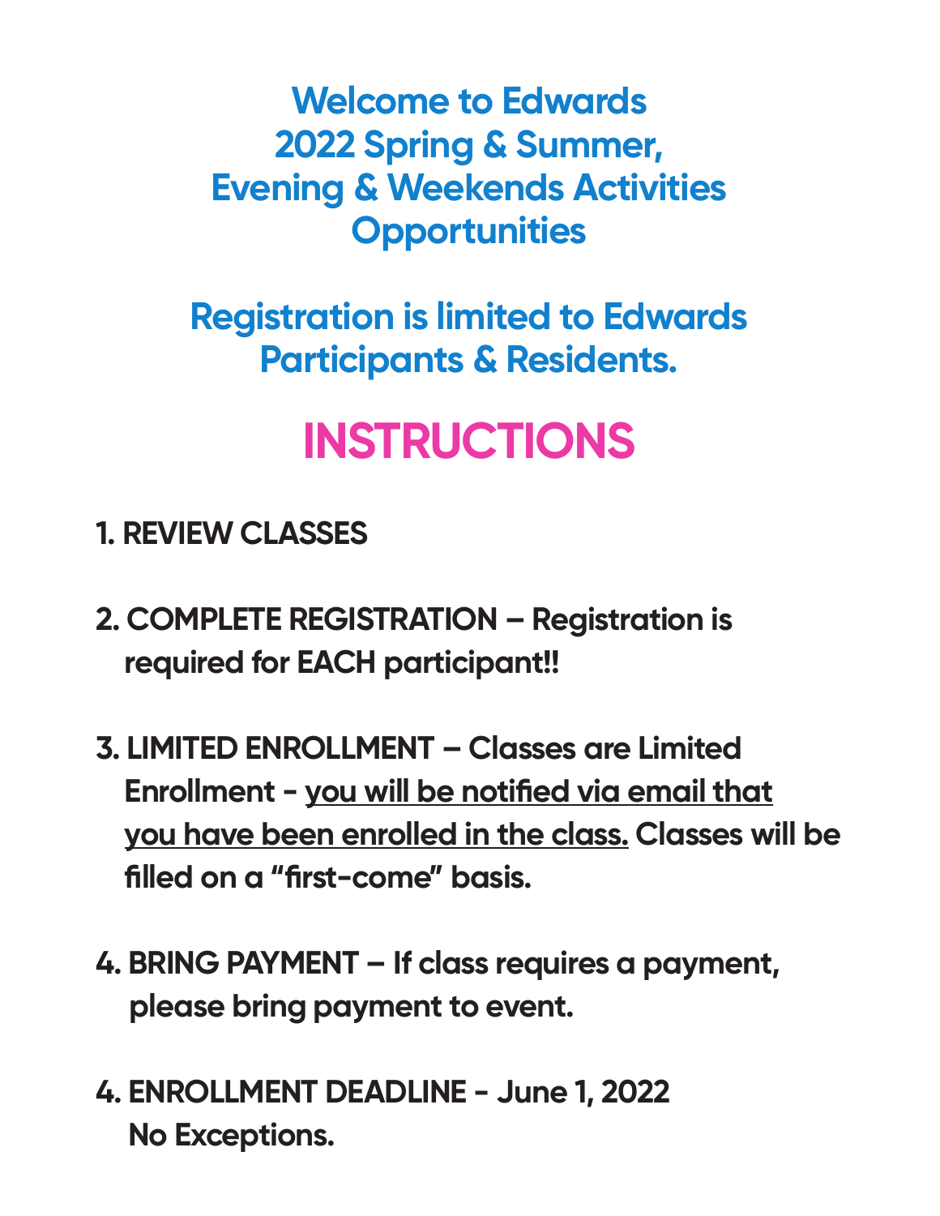# Welcome to Edwards 2022 Spring & Summer, Evening & Weekends Activities Opportunities

## Registration is limited to Edwards Participants & Residents.

# INSTRUCTIONS

**1. REVIEW CLASSES**

**2. COMPLETE REGISTRATION – Registration is required for EACH participant!!**

**3. LIMITED ENROLLMENT – Classes are Limited Enrollment - <u>you will be notified via email that you have been enrolled in the class.</u> Classes will be filled on a "first-come" basis.**

**4. BRING PAYMENT – If class requires a payment, please bring payment to event.**

**4. ENROLLMENT DEADLINE - June 1, 2022 No Exceptions.**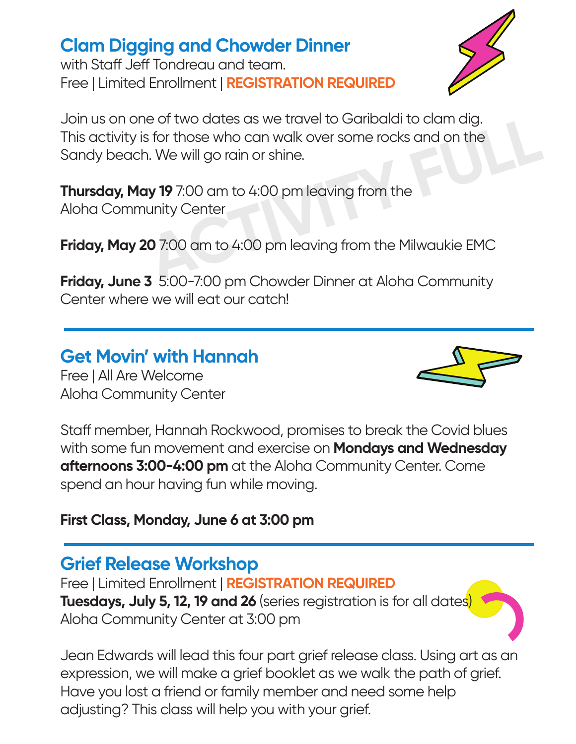## Clam Digging and Chowder Dinner

with Staff Jeff Tondreau and team.
Free | Limited Enrollment | **REGISTRATION REQUIRED**

ACTIVITY FULL

Join us on one of two dates as we travel to Garibaldi to clam dig. This activity is for those who can walk over some rocks and on the Sandy beach. We will go rain or shine.

**Thursday, May 19** 7:00 am to 4:00 pm leaving from the Aloha Community Center

**Friday, May 20** 7:00 am to 4:00 pm leaving from the Milwaukie EMC

**Friday, June 3** 5:00-7:00 pm Chowder Dinner at Aloha Community Center where we will eat our catch!

---

## Get Movin' with Hannah

Free | All Are Welcome
Aloha Community Center

Staff member, Hannah Rockwood, promises to break the Covid blues with some fun movement and exercise on **Mondays and Wednesday afternoons 3:00-4:00 pm** at the Aloha Community Center. Come spend an hour having fun while moving.

**First Class, Monday, June 6 at 3:00 pm**

---

## Grief Release Workshop

Free | Limited Enrollment | **REGISTRATION REQUIRED**
**Tuesdays, July 5, 12, 19 and 26** (series registration is for all dates)
Aloha Community Center at 3:00 pm

Jean Edwards will lead this four part grief release class. Using art as an expression, we will make a grief booklet as we walk the path of grief. Have you lost a friend or family member and need some help adjusting? This class will help you with your grief.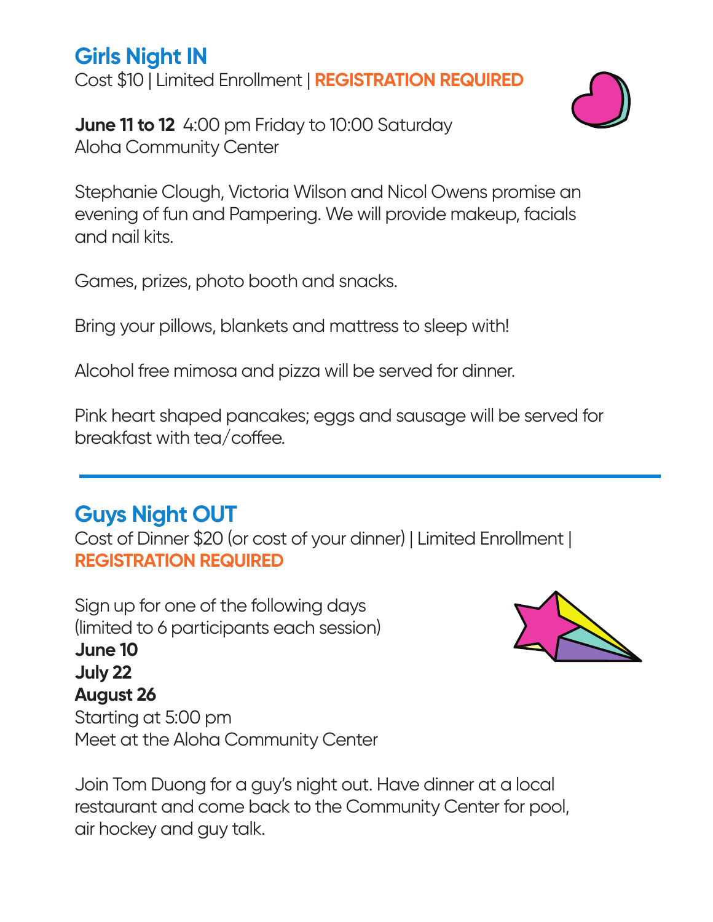## Girls Night IN

Cost $10 | Limited Enrollment | **REGISTRATION REQUIRED**

**June 11 to 12** 4:00 pm Friday to 10:00 Saturday
Aloha Community Center

Stephanie Clough, Victoria Wilson and Nicol Owens promise an evening of fun and Pampering. We will provide makeup, facials and nail kits.

Games, prizes, photo booth and snacks.

Bring your pillows, blankets and mattress to sleep with!

Alcohol free mimosa and pizza will be served for dinner.

Pink heart shaped pancakes; eggs and sausage will be served for breakfast with tea/coffee.

---

## Guys Night OUT

Cost of Dinner $20 (or cost of your dinner) | Limited Enrollment | **REGISTRATION REQUIRED**

Sign up for one of the following days
(limited to 6 participants each session)
**June 10**
**July 22**
**August 26**
Starting at 5:00 pm
Meet at the Aloha Community Center

Join Tom Duong for a guy's night out. Have dinner at a local restaurant and come back to the Community Center for pool, air hockey and guy talk.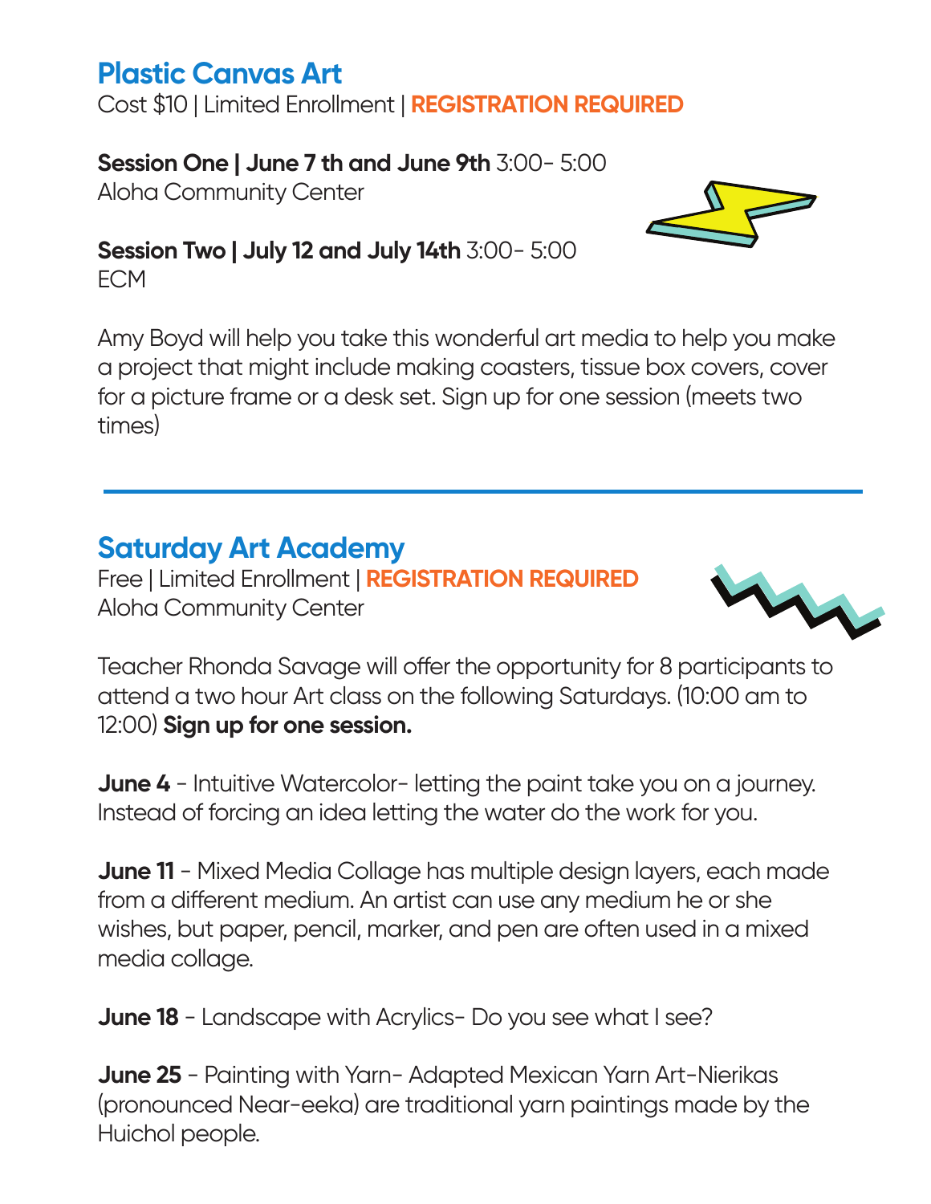## Plastic Canvas Art

Cost $10 | Limited Enrollment | **REGISTRATION REQUIRED**

**Session One | June 7 th and June 9th** 3:00- 5:00
Aloha Community Center

**Session Two | July 12 and July 14th** 3:00- 5:00
ECM

Amy Boyd will help you take this wonderful art media to help you make a project that might include making coasters, tissue box covers, cover for a picture frame or a desk set. Sign up for one session (meets two times)

---

## Saturday Art Academy

Free | Limited Enrollment | **REGISTRATION REQUIRED**
Aloha Community Center

Teacher Rhonda Savage will offer the opportunity for 8 participants to attend a two hour Art class on the following Saturdays. (10:00 am to 12:00) **Sign up for one session.**

**June 4** - Intuitive Watercolor- letting the paint take you on a journey. Instead of forcing an idea letting the water do the work for you.

**June 11** - Mixed Media Collage has multiple design layers, each made from a different medium. An artist can use any medium he or she wishes, but paper, pencil, marker, and pen are often used in a mixed media collage.

**June 18** - Landscape with Acrylics- Do you see what I see?

**June 25** - Painting with Yarn- Adapted Mexican Yarn Art-Nierikas (pronounced Near-eeka) are traditional yarn paintings made by the Huichol people.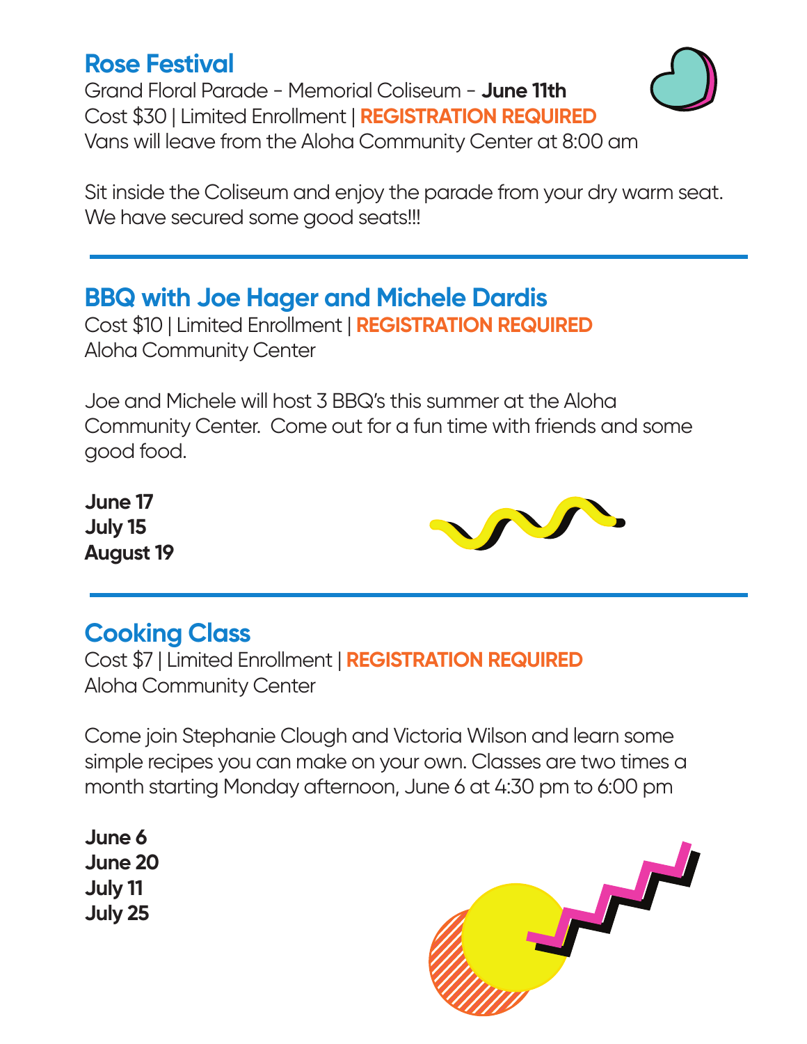## Rose Festival

Grand Floral Parade - Memorial Coliseum - **June 11th**
Cost $30 | Limited Enrollment | **REGISTRATION REQUIRED**
Vans will leave from the Aloha Community Center at 8:00 am

Sit inside the Coliseum and enjoy the parade from your dry warm seat. We have secured some good seats!!!

---

## BBQ with Joe Hager and Michele Dardis

Cost $10 | Limited Enrollment | **REGISTRATION REQUIRED**
Aloha Community Center

Joe and Michele will host 3 BBQ's this summer at the Aloha Community Center. Come out for a fun time with friends and some good food.

**June 17**
**July 15**
**August 19**

---

## Cooking Class

Cost $7 | Limited Enrollment | **REGISTRATION REQUIRED**
Aloha Community Center

Come join Stephanie Clough and Victoria Wilson and learn some simple recipes you can make on your own. Classes are two times a month starting Monday afternoon, June 6 at 4:30 pm to 6:00 pm

**June 6**
**June 20**
**July 11**
**July 25**